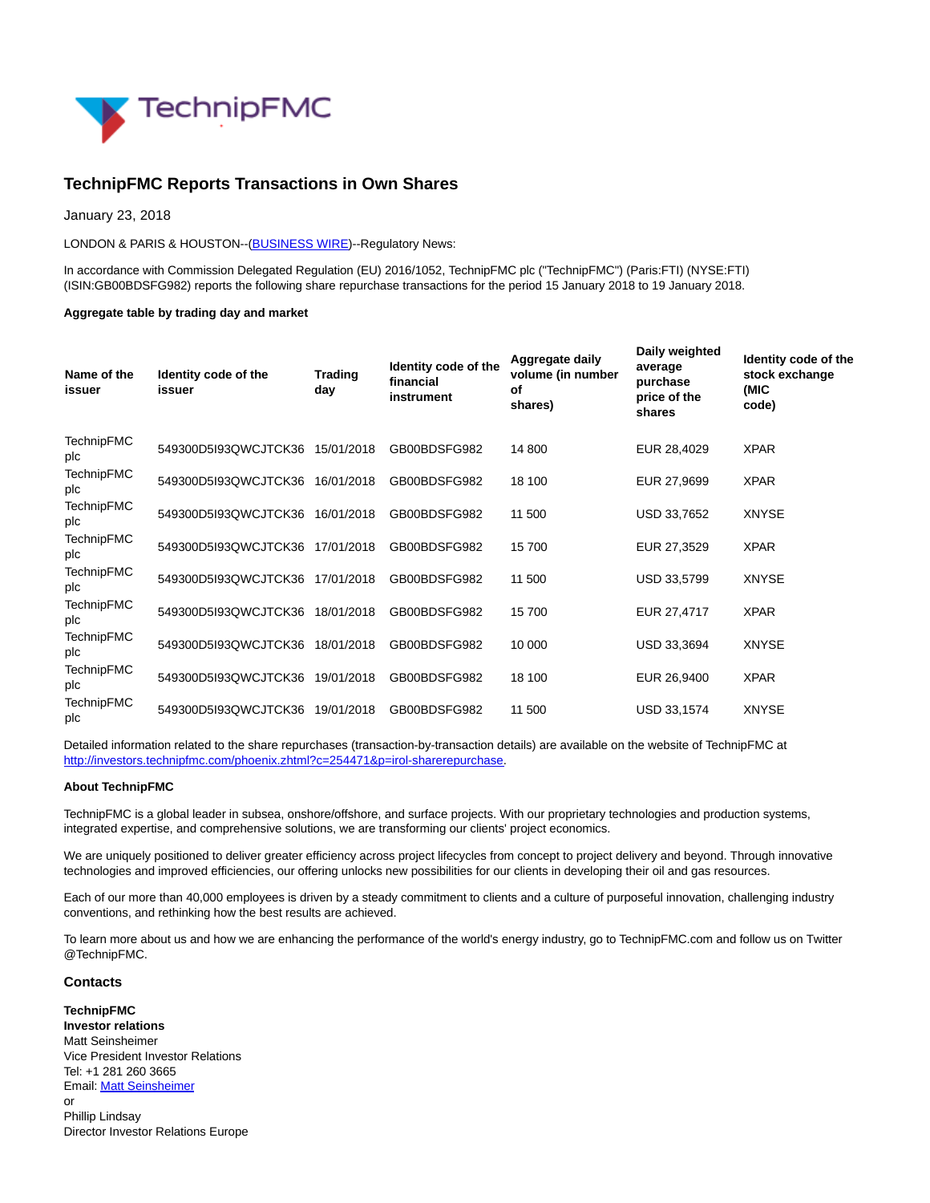# TechnipFMC Reports Transactions in Own Shares

January 23, 2018

LONDON & PARIS & HOUSTON--(BUSINESS WIRE)--Regulatory News:

In accordance with Commission Delegated Regulation (EU) 2016/1052, TechnipFMC plc ("TechnipFMC") (Paris:FTI) (NYSE:FTI) (ISIN:GB00BDSFG982) reports the following share repurchase transactions for the period 15 January 2018 to 19 January 2018.

**Aggregate table by trading day and market**

| Name of the issuer | Identity code of the issuer | Trading day | Identity code of the financial instrument | Aggregate daily volume (in number of shares) | Daily weighted average purchase price of the shares | Identity code of the stock exchange (MIC code) |
|---|---|---|---|---|---|---|
| TechnipFMC plc | 549300D5I93QWCJTCK36 | 15/01/2018 | GB00BDSFG982 | 14 800 | EUR 28,4029 | XPAR |
| TechnipFMC plc | 549300D5I93QWCJTCK36 | 16/01/2018 | GB00BDSFG982 | 18 100 | EUR 27,9699 | XPAR |
| TechnipFMC plc | 549300D5I93QWCJTCK36 | 16/01/2018 | GB00BDSFG982 | 11 500 | USD 33,7652 | XNYSE |
| TechnipFMC plc | 549300D5I93QWCJTCK36 | 17/01/2018 | GB00BDSFG982 | 15 700 | EUR 27,3529 | XPAR |
| TechnipFMC plc | 549300D5I93QWCJTCK36 | 17/01/2018 | GB00BDSFG982 | 11 500 | USD 33,5799 | XNYSE |
| TechnipFMC plc | 549300D5I93QWCJTCK36 | 18/01/2018 | GB00BDSFG982 | 15 700 | EUR 27,4717 | XPAR |
| TechnipFMC plc | 549300D5I93QWCJTCK36 | 18/01/2018 | GB00BDSFG982 | 10 000 | USD 33,3694 | XNYSE |
| TechnipFMC plc | 549300D5I93QWCJTCK36 | 19/01/2018 | GB00BDSFG982 | 18 100 | EUR 26,9400 | XPAR |
| TechnipFMC plc | 549300D5I93QWCJTCK36 | 19/01/2018 | GB00BDSFG982 | 11 500 | USD 33,1574 | XNYSE |

Detailed information related to the share repurchases (transaction-by-transaction details) are available on the website of TechnipFMC at http://investors.technipfmc.com/phoenix.zhtml?c=254471&p=irol-sharerepurchase.

**About TechnipFMC**

TechnipFMC is a global leader in subsea, onshore/offshore, and surface projects. With our proprietary technologies and production systems, integrated expertise, and comprehensive solutions, we are transforming our clients' project economics.

We are uniquely positioned to deliver greater efficiency across project lifecycles from concept to project delivery and beyond. Through innovative technologies and improved efficiencies, our offering unlocks new possibilities for our clients in developing their oil and gas resources.

Each of our more than 40,000 employees is driven by a steady commitment to clients and a culture of purposeful innovation, challenging industry conventions, and rethinking how the best results are achieved.

To learn more about us and how we are enhancing the performance of the world's energy industry, go to TechnipFMC.com and follow us on Twitter @TechnipFMC.

## Contacts

**TechnipFMC**
**Investor relations**
Matt Seinsheimer
Vice President Investor Relations
Tel: +1 281 260 3665
Email: Matt Seinsheimer
or
Phillip Lindsay
Director Investor Relations Europe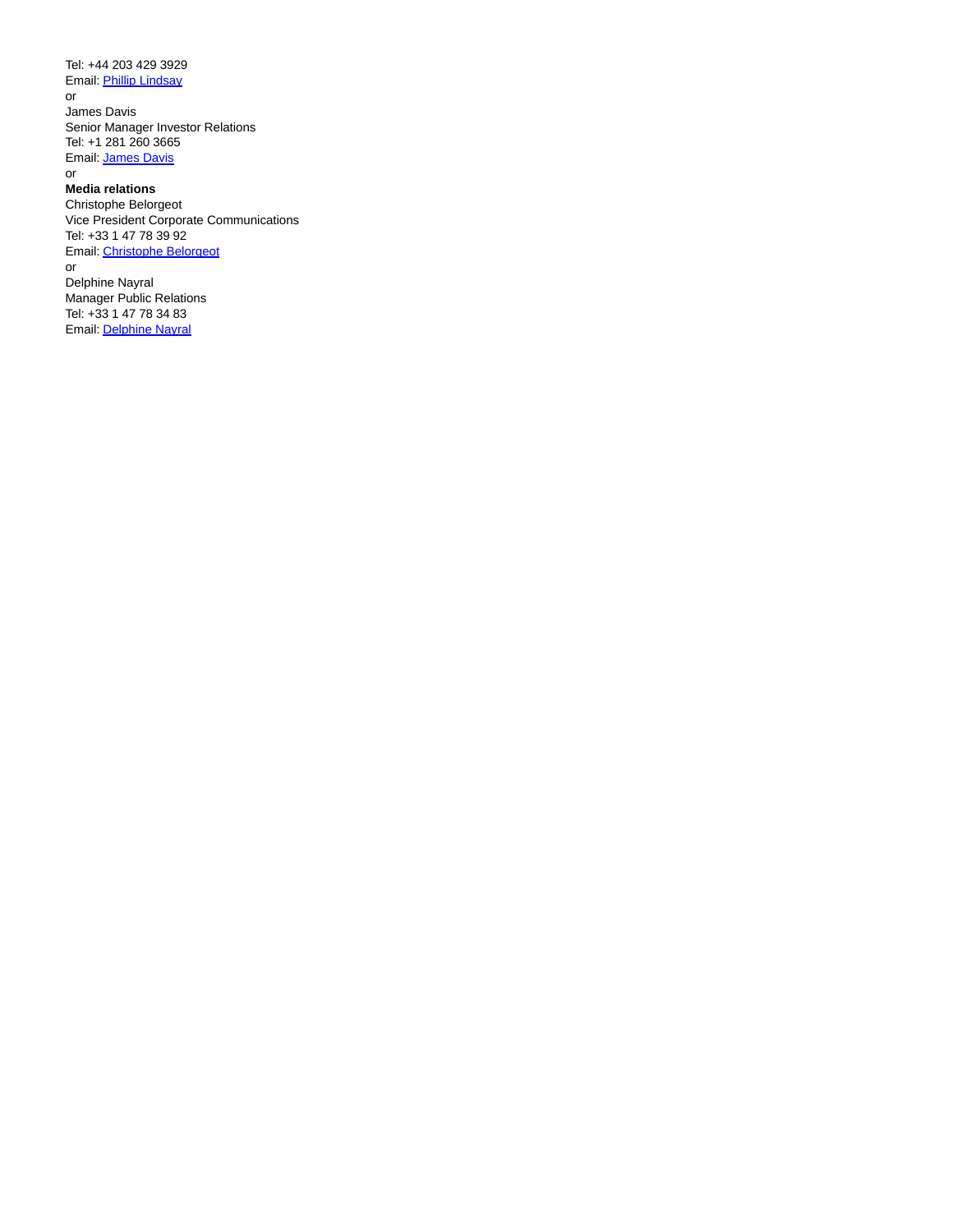Tel: +44 203 429 3929  
Email: Phillip Lindsay  
or  
James Davis  
Senior Manager Investor Relations  
Tel: +1 281 260 3665  
Email: James Davis  
or  
**Media relations**  
Christophe Belorgeot  
Vice President Corporate Communications  
Tel: +33 1 47 78 39 92  
Email: Christophe Belorgeot  
or  
Delphine Nayral  
Manager Public Relations  
Tel: +33 1 47 78 34 83  
Email: Delphine Nayral